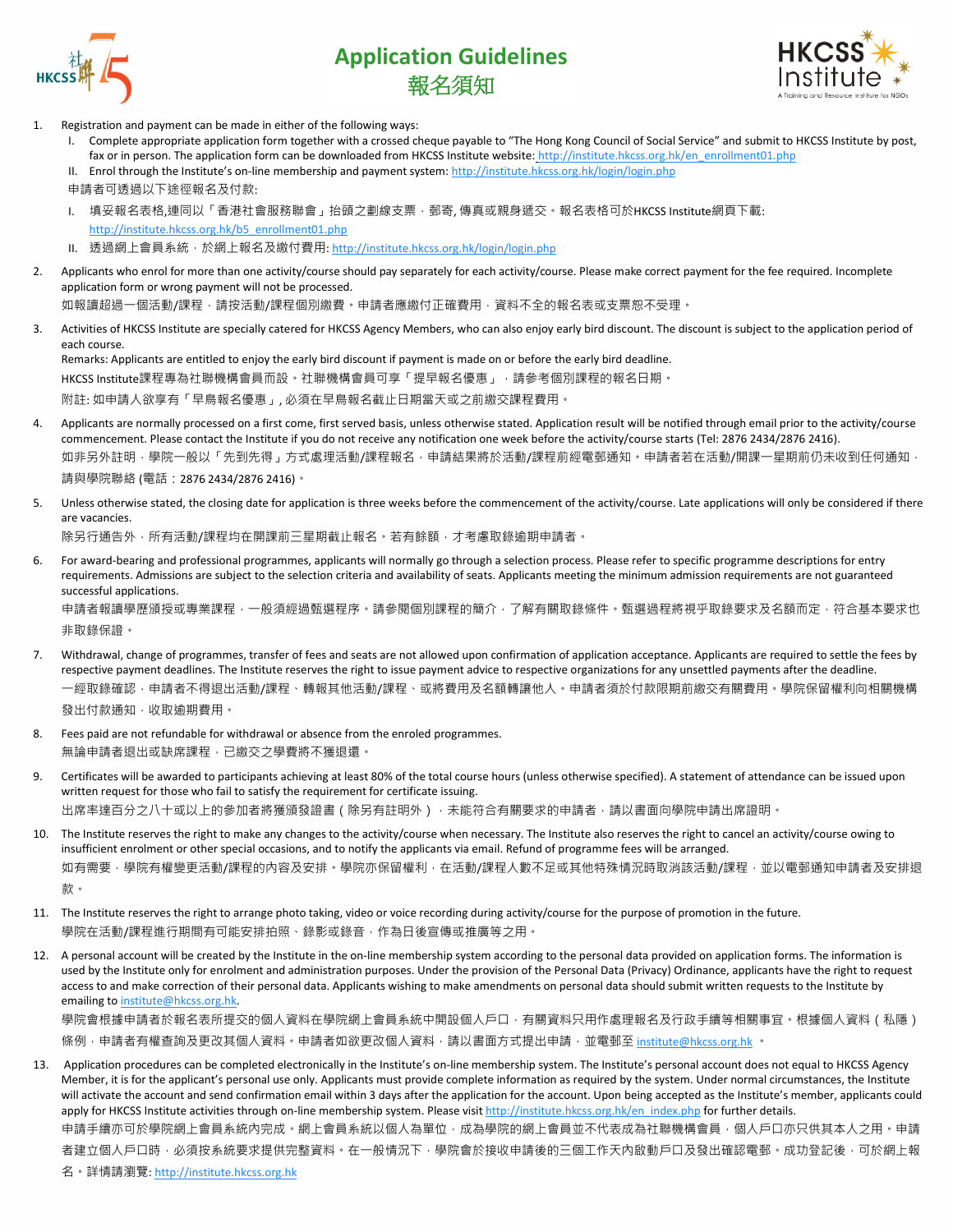# Application Guidelines
# 報名須知

1. Registration and payment can be made in either of the following ways:
   I. Complete appropriate application form together with a crossed cheque payable to "The Hong Kong Council of Social Service" and submit to HKCSS Institute by post, fax or in person. The application form can be downloaded from HKCSS Institute website: http://institute.hkcss.org.hk/en_enrollment01.php
   II. Enrol through the Institute's on-line membership and payment system: http://institute.hkcss.org.hk/login/login.php

   申請者可透過以下途徑報名及付款:
   I. 填妥報名表格,連同以「香港社會服務聯會」抬頭之劃線支票﹐郵寄, 傳真或親身遞交。報名表格可於HKCSS Institute網頁下載: http://institute.hkcss.org.hk/b5_enrollment01.php
   II. 透過網上會員系統﹐於網上報名及繳付費用: http://institute.hkcss.org.hk/login/login.php

2. Applicants who enrol for more than one activity/course should pay separately for each activity/course. Please make correct payment for the fee required. Incomplete application form or wrong payment will not be processed.
   如報讀超過一個活動/課程﹐請按活動/課程個別繳費。申請者應繳付正確費用﹐資料不全的報名表或支票恕不受理。

3. Activities of HKCSS Institute are specially catered for HKCSS Agency Members, who can also enjoy early bird discount. The discount is subject to the application period of each course.
   Remarks: Applicants are entitled to enjoy the early bird discount if payment is made on or before the early bird deadline.
   HKCSS Institute課程專為社聯機構會員而設。社聯機構會員可享「提早報名優惠」﹐請參考個別課程的報名日期。
   附註: 如申請人欲享有「早鳥報名優惠」, 必須在早鳥報名截止日期當天或之前繳交課程費用。

4. Applicants are normally processed on a first come, first served basis, unless otherwise stated. Application result will be notified through email prior to the activity/course commencement. Please contact the Institute if you do not receive any notification one week before the activity/course starts (Tel: 2876 2434/2876 2416).
   如非另外註明﹐學院一般以「先到先得」方式處理活動/課程報名﹐申請結果將於活動/課程前經電郵通知。申請者若在活動/開課一星期前仍未收到任何通知﹐請與學院聯絡 (電話:2876 2434/2876 2416)。

5. Unless otherwise stated, the closing date for application is three weeks before the commencement of the activity/course. Late applications will only be considered if there are vacancies.
   除另行通告外﹐所有活動/課程均在開課前三星期截止報名。若有餘額﹐才考慮取錄逾期申請者。

6. For award-bearing and professional programmes, applicants will normally go through a selection process. Please refer to specific programme descriptions for entry requirements. Admissions are subject to the selection criteria and availability of seats. Applicants meeting the minimum admission requirements are not guaranteed successful applications.
   申請者報讀學歷頒授或專業課程﹐一般須經過甄選程序。請參閱個別課程的簡介﹐了解有關取錄條件。甄選過程將視乎取錄要求及名額而定﹐符合基本要求也非取錄保證。

7. Withdrawal, change of programmes, transfer of fees and seats are not allowed upon confirmation of application acceptance. Applicants are required to settle the fees by respective payment deadlines. The Institute reserves the right to issue payment advice to respective organizations for any unsettled payments after the deadline.
   一經取錄確認﹐申請者不得退出活動/課程、轉報其他活動/課程、或將費用及名額轉讓他人。申請者須於付款限期前繳交有關費用。學院保留權利向相關機構發出付款通知﹐收取逾期費用。

8. Fees paid are not refundable for withdrawal or absence from the enroled programmes.
   無論申請者退出或缺席課程﹐已繳交之學費將不獲退還。

9. Certificates will be awarded to participants achieving at least 80% of the total course hours (unless otherwise specified). A statement of attendance can be issued upon written request for those who fail to satisfy the requirement for certificate issuing.
   出席率達百分之八十或以上的參加者將獲頒發證書(除另有註明外)﹐未能符合有關要求的申請者﹐請以書面向學院申請出席證明。

10. The Institute reserves the right to make any changes to the activity/course when necessary. The Institute also reserves the right to cancel an activity/course owing to insufficient enrolment or other special occasions, and to notify the applicants via email. Refund of programme fees will be arranged.
    如有需要﹐學院有權變更活動/課程的內容及安排。學院亦保留權利﹐在活動/課程人數不足或其他特殊情況時取消該活動/課程﹐並以電郵通知申請者及安排退款。

11. The Institute reserves the right to arrange photo taking, video or voice recording during activity/course for the purpose of promotion in the future.
    學院在活動/課程進行期間有可能安排拍照、錄影或錄音﹐作為日後宣傳或推廣等之用。

12. A personal account will be created by the Institute in the on-line membership system according to the personal data provided on application forms. The information is used by the Institute only for enrolment and administration purposes. Under the provision of the Personal Data (Privacy) Ordinance, applicants have the right to request access to and make correction of their personal data. Applicants wishing to make amendments on personal data should submit written requests to the Institute by emailing to institute@hkcss.org.hk.
    學院會根據申請者於報名表所提交的個人資料在學院網上會員系統中開設個人戶口﹐有關資料只用作處理報名及行政手續等相關事宜。根據個人資料(私隱)條例﹐申請者有權查詢及更改其個人資料。申請者如欲更改個人資料﹐請以書面方式提出申請﹐並電郵至 institute@hkcss.org.hk 。

13. Application procedures can be completed electronically in the Institute's on-line membership system. The Institute's personal account does not equal to HKCSS Agency Member, it is for the applicant's personal use only. Applicants must provide complete information as required by the system. Under normal circumstances, the Institute will activate the account and send confirmation email within 3 days after the application for the account. Upon being accepted as the Institute's member, applicants could apply for HKCSS Institute activities through on-line membership system. Please visit http://institute.hkcss.org.hk/en_index.php for further details.
    申請手續亦可於學院網上會員系統內完成。網上會員系統以個人為單位﹐成為學院的網上會員並不代表成為社聯機構會員﹐個人戶口亦只供其本人之用。申請者建立個人戶口時﹐必須按系統要求提供完整資料。在一般情況下﹐學院會於接收申請後的三個工作天內啟動戶口及發出確認電郵。成功登記後﹐可於網上報名。詳情請瀏覽: http://institute.hkcss.org.hk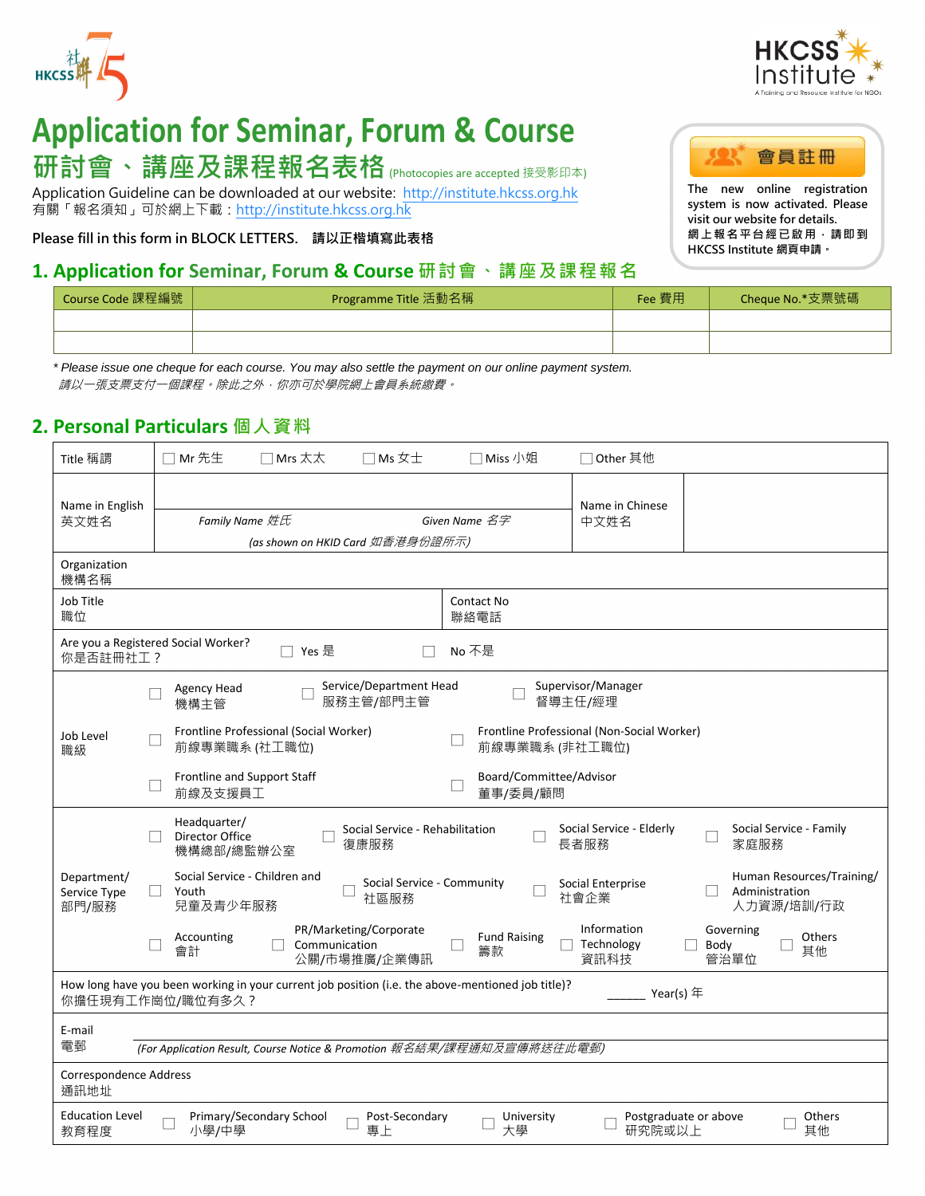# Application for Seminar, Forum & Course

# 研討會、講座及課程報名表格 (Photocopies are accepted 接受影印本)

Application Guideline can be downloaded at our website: http://institute.hkcss.org.hk
有關「報名須知」可於網上下載：http://institute.hkcss.org.hk

Please fill in this form in BLOCK LETTERS. **請以正楷填寫此表格**

**會員註冊**

The new online registration system is now activated. Please visit our website for details.
**網上報名平台經已啟用，請即到 HKCSS Institute 網頁申請。**

## 1. Application for Seminar, Forum & Course 研討會、講座及課程報名

| Course Code 課程編號 | Programme Title 活動名稱 | Fee 費用 | Cheque No.*支票號碼 |
| --- | --- | --- | --- |
| | | | |
| | | | |

*\* Please issue one cheque for each course. You may also settle the payment on our online payment system.*
*請以一張支票支付一個課程。除此之外，你亦可於學院網上會員系統繳費。*

## 2. Personal Particulars 個人資料

Title 稱謂: ☐ Mr 先生 ☐ Mrs 太太 ☐ Ms 女士 ☐ Miss 小姐 ☐ Other 其他

Name in English 英文姓名: *Family Name 姓氏* ______ *Given Name 名字* ______
*(as shown on HKID Card 如香港身份證所示)*

Name in Chinese 中文姓名: ______

Organization 機構名稱: ______

Job Title 職位: ______ Contact No 聯絡電話: ______

Are you a Registered Social Worker? 你是否註冊社工？ ☐ Yes 是 ☐ No 不是

Job Level 職級:
- ☐ Agency Head 機構主管
- ☐ Service/Department Head 服務主管/部門主管
- ☐ Supervisor/Manager 督導主任/經理
- ☐ Frontline Professional (Social Worker) 前線專業職系 (社工職位)
- ☐ Frontline Professional (Non-Social Worker) 前線專業職系 (非社工職位)
- ☐ Frontline and Support Staff 前線及支援員工
- ☐ Board/Committee/Advisor 董事/委員/顧問

Department/ Service Type 部門/服務:
- ☐ Headquarter/ Director Office 機構總部/總監辦公室
- ☐ Social Service - Rehabilitation 復康服務
- ☐ Social Service - Elderly 長者服務
- ☐ Social Service - Family 家庭服務
- ☐ Social Service - Children and Youth 兒童及青少年服務
- ☐ Social Service - Community 社區服務
- ☐ Social Enterprise 社會企業
- ☐ Human Resources/Training/ Administration 人力資源/培訓/行政
- ☐ Accounting 會計
- ☐ PR/Marketing/Corporate Communication 公關/市場推廣/企業傳訊
- ☐ Fund Raising 籌款
- ☐ Information Technology 資訊科技
- ☐ Governing Body 管治單位
- ☐ Others 其他

How long have you been working in your current job position (i.e. the above-mentioned job title)?
你擔任現有工作崗位/職位有多久？ ______ Year(s) 年

E-mail 電郵: ______
*(For Application Result, Course Notice & Promotion 報名結果/課程通知及宣傳將送往此電郵)*

Correspondence Address 通訊地址: ______

Education Level 教育程度: ☐ Primary/Secondary School 小學/中學 ☐ Post-Secondary 專上 ☐ University 大學 ☐ Postgraduate or above 研究院或以上 ☐ Others 其他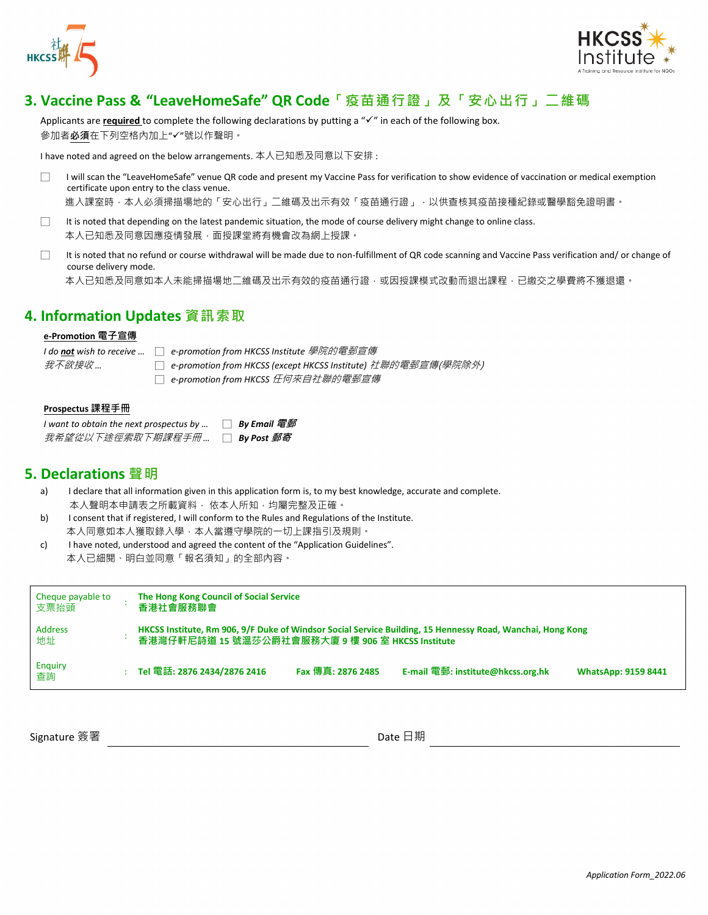## 3. Vaccine Pass & "LeaveHomeSafe" QR Code「疫苗通行證」及「安心出行」二維碼

Applicants are **required** to complete the following declarations by putting a "✓" in each of the following box.
參加者**必須**在下列空格內加上"✓"號以作聲明。

I have noted and agreed on the below arrangements. 本人已知悉及同意以下安排：

- ☐ I will scan the "LeaveHomeSafe" venue QR code and present my Vaccine Pass for verification to show evidence of vaccination or medical exemption certificate upon entry to the class venue.
  進入課室時，本人必須掃描場地的「安心出行」二維碼及出示有效「疫苗通行證」，以供查核其疫苗接種紀錄或醫學豁免證明書。
- ☐ It is noted that depending on the latest pandemic situation, the mode of course delivery might change to online class.
  本人已知悉及同意因應疫情發展，面授課堂將有機會改為網上授課。
- ☐ It is noted that no refund or course withdrawal will be made due to non-fulfillment of QR code scanning and Vaccine Pass verification and/ or change of course delivery mode.
  本人已知悉及同意如本人未能掃描場地二維碼及出示有效的疫苗通行證，或因授課模式改動而退出課程，已繳交之學費將不獲退還。

## 4. Information Updates 資訊索取

**e-Promotion 電子宣傳**

*I do **not** wish to receive ...*
*我不欲接收...*

- ☐ *e-promotion from HKCSS Institute 學院的電郵宣傳*
- ☐ *e-promotion from HKCSS (except HKCSS Institute) 社聯的電郵宣傳(學院除外)*
- ☐ *e-promotion from HKCSS 任何來自社聯的電郵宣傳*

**Prospectus 課程手冊**

*I want to obtain the next prospectus by ...*
*我希望從以下途徑索取下期課程手冊...*

- ☐ ***By Email 電郵***
- ☐ ***By Post 郵寄***

## 5. Declarations 聲明

a) I declare that all information given in this application form is, to my best knowledge, accurate and complete.
本人聲明本申請表之所載資料，依本人所知，均屬完整及正確。

b) I consent that if registered, I will conform to the Rules and Regulations of the Institute.
本人同意如本人獲取錄入學，本人當遵守學院的一切上課指引及規則。

c) I have noted, understood and agreed the content of the "Application Guidelines".
本人已細閱、明白並同意「報名須知」的全部內容。

| | | |
|---|---|---|
| Cheque payable to 支票抬頭 | : | **The Hong Kong Council of Social Service 香港社會服務聯會** |
| Address 地址 | : | **HKCSS Institute, Rm 906, 9/F Duke of Windsor Social Service Building, 15 Hennessy Road, Wanchai, Hong Kong 香港灣仔軒尼詩道 15 號溫莎公爵社會服務大廈 9 樓 906 室 HKCSS Institute** |
| Enquiry 查詢 | : | **Tel 電話: 2876 2434/2876 2416   Fax 傳真: 2876 2485   E-mail 電郵: institute@hkcss.org.hk   WhatsApp: 9159 8441** |

Signature 簽署 ______________________ Date 日期 ______________________

*Application Form_2022.06*